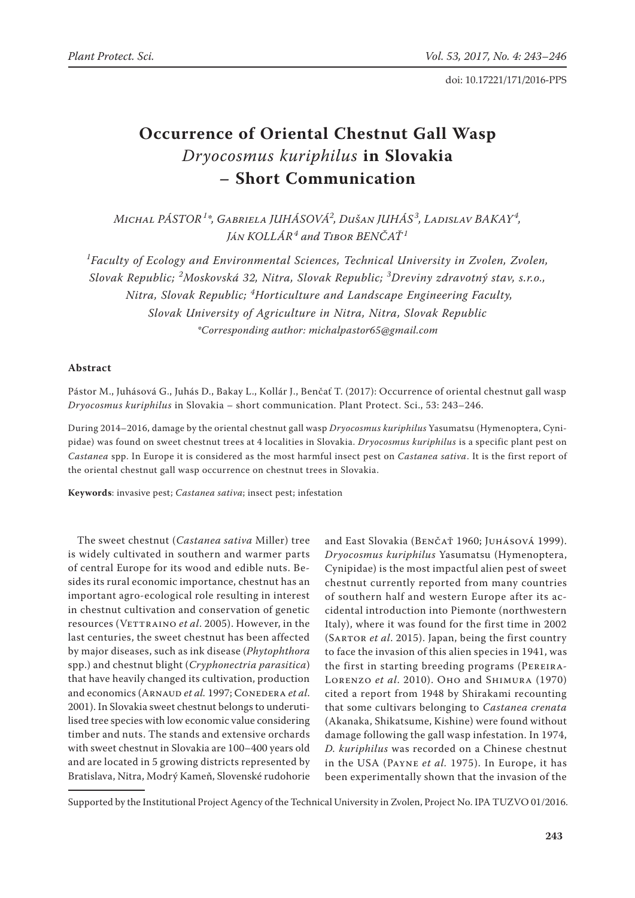# Occurrence of Oriental Chestnut Gall Wasp *Dryocosmus kuriphilus* in Slovakia – Short Communication

Michal PÁSTOR[1]*, Gabriela JUHÁSOVÁ[2], Dušan JUHÁS[3], Ladislav BAKAY[4], Ján KOLLÁR[4] and Tibor BENČAŤ[1]

[1]*Faculty of Ecology and Environmental Sciences, Technical University in Zvolen, Zvolen, Slovak Republic;* [2]*Moskovská 32, Nitra, Slovak Republic;* [3]*Dreviny zdravotný stav, s.r.o., Nitra, Slovak Republic;* [4]*Horticulture and Landscape Engineering Faculty, Slovak University of Agriculture in Nitra, Nitra, Slovak Republic*

*\*Corresponding author: michalpastor65@gmail.com*

## Abstract

Pástor M., Juhásová G., Juhás D., Bakay L., Kollár J., Benčať T. (2017): Occurrence of oriental chestnut gall wasp *Dryocosmus kuriphilus* in Slovakia – short communication. Plant Protect. Sci., 53: 243–246.

During 2014–2016, damage by the oriental chestnut gall wasp *Dryocosmus kuriphilus* Yasumatsu (Hymenoptera, Cynipidae) was found on sweet chestnut trees at 4 localities in Slovakia. *Dryocosmus kuriphilus* is a specific plant pest on *Castanea* spp. In Europe it is considered as the most harmful insect pest on *Castanea sativa*. It is the first report of the oriental chestnut gall wasp occurrence on chestnut trees in Slovakia.

**Keywords**: invasive pest; *Castanea sativa*; insect pest; infestation

The sweet chestnut (*Castanea sativa* Miller) tree is widely cultivated in southern and warmer parts of central Europe for its wood and edible nuts. Besides its rural economic importance, chestnut has an important agro-ecological role resulting in interest in chestnut cultivation and conservation of genetic resources (Vettraino *et al*. 2005). However, in the last centuries, the sweet chestnut has been affected by major diseases, such as ink disease (*Phytophthora* spp.) and chestnut blight (*Cryphonectria parasitica*) that have heavily changed its cultivation, production and economics (Arnaud *et al.* 1997; Conedera *et al.* 2001). In Slovakia sweet chestnut belongs to underutilised tree species with low economic value considering timber and nuts. The stands and extensive orchards with sweet chestnut in Slovakia are 100–400 years old and are located in 5 growing districts represented by Bratislava, Nitra, Modrý Kameň, Slovenské rudohorie and East Slovakia (Benčať 1960; Juhásová 1999). *Dryocosmus kuriphilus* Yasumatsu (Hymenoptera, Cynipidae) is the most impactful alien pest of sweet chestnut currently reported from many countries of southern half and western Europe after its accidental introduction into Piemonte (northwestern Italy), where it was found for the first time in 2002 (Sartor *et al*. 2015). Japan, being the first country to face the invasion of this alien species in 1941, was the first in starting breeding programs (Pereira-Lorenzo *et al*. 2010). Oho and Shimura (1970) cited a report from 1948 by Shirakami recounting that some cultivars belonging to *Castanea crenata* (Akanaka, Shikatsume, Kishine) were found without damage following the gall wasp infestation. In 1974, *D. kuriphilus* was recorded on a Chinese chestnut in the USA (Payne *et al.* 1975). In Europe, it has been experimentally shown that the invasion of the

Supported by the Institutional Project Agency of the Technical University in Zvolen, Project No. IPA TUZVO 01/2016.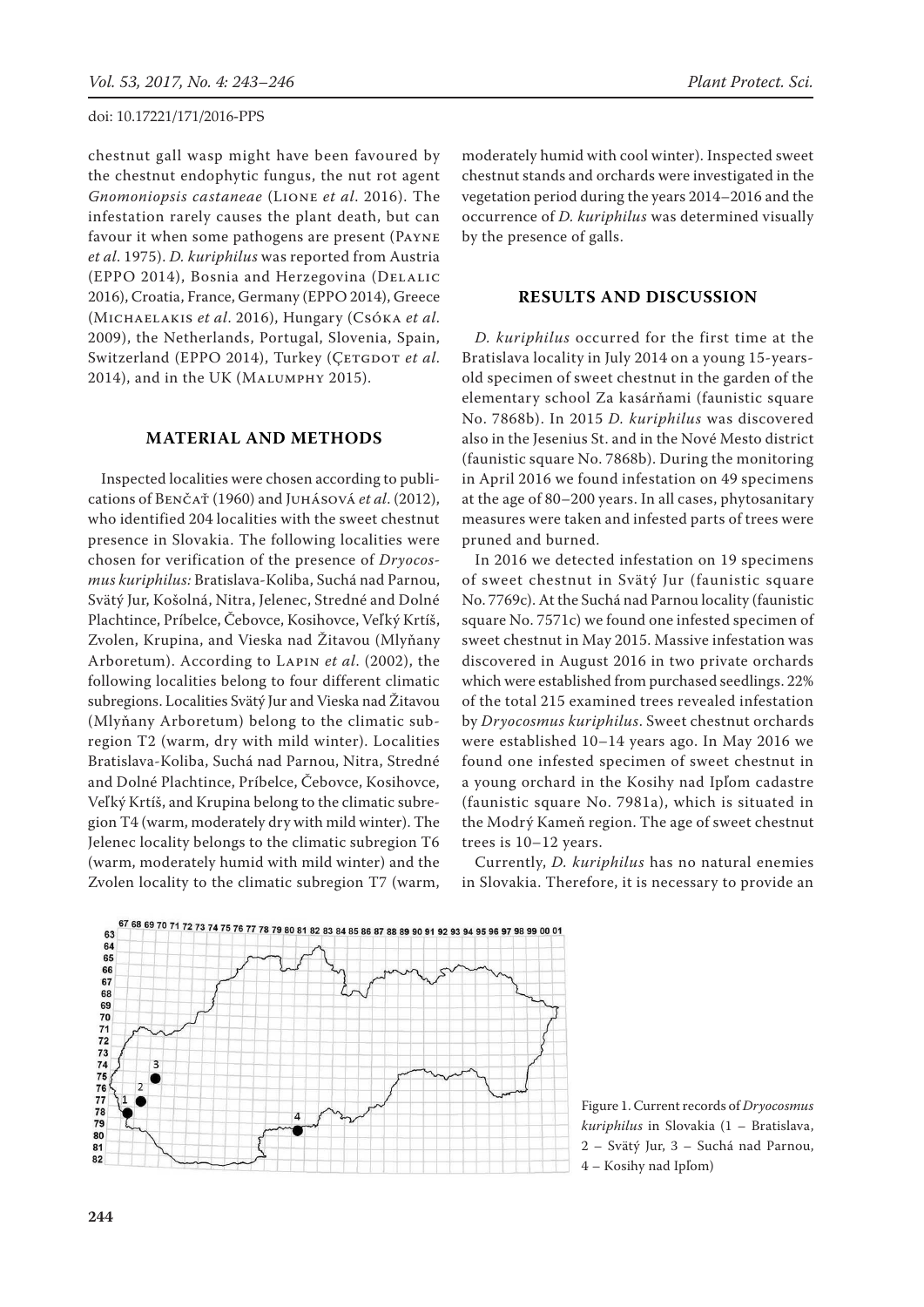chestnut gall wasp might have been favoured by the chestnut endophytic fungus, the nut rot agent *Gnomoniopsis castaneae* (Lione *et al*. 2016). The infestation rarely causes the plant death, but can favour it when some pathogens are present (Payne *et al*. 1975). *D. kuriphilus* was reported from Austria (EPPO 2014), Bosnia and Herzegovina (Delalic 2016), Croatia, France, Germany (EPPO 2014), Greece (Michaelakis *et al*. 2016), Hungary (Csóka *et al*. 2009), the Netherlands, Portugal, Slovenia, Spain, Switzerland (EPPO 2014), Turkey (Çetgdot *et al*. 2014), and in the UK (Malumphy 2015).

## MATERIAL AND METHODS

Inspected localities were chosen according to publications of Benčať (1960) and Juhásová *et al*. (2012), who identified 204 localities with the sweet chestnut presence in Slovakia. The following localities were chosen for verification of the presence of *Dryocosmus kuriphilus:* Bratislava-Koliba, Suchá nad Parnou, Svätý Jur, Košolná, Nitra, Jelenec, Stredné and Dolné Plachtince, Príbelce, Čebovce, Kosihovce, Veľký Krtíš, Zvolen, Krupina, and Vieska nad Žitavou (Mlyňany Arboretum). According to Lapin *et al*. (2002), the following localities belong to four different climatic subregions. Localities Svätý Jur and Vieska nad Žitavou (Mlyňany Arboretum) belong to the climatic subregion T2 (warm, dry with mild winter). Localities Bratislava-Koliba, Suchá nad Parnou, Nitra, Stredné and Dolné Plachtince, Príbelce, Čebovce, Kosihovce, Veľký Krtíš, and Krupina belong to the climatic subregion T4 (warm, moderately dry with mild winter). The Jelenec locality belongs to the climatic subregion T6 (warm, moderately humid with mild winter) and the Zvolen locality to the climatic subregion T7 (warm, moderately humid with cool winter). Inspected sweet chestnut stands and orchards were investigated in the vegetation period during the years 2014–2016 and the occurrence of *D. kuriphilus* was determined visually by the presence of galls.

## RESULTS AND DISCUSSION

*D. kuriphilus* occurred for the first time at the Bratislava locality in July 2014 on a young 15-years-old specimen of sweet chestnut in the garden of the elementary school Za kasárňami (faunistic square No. 7868b). In 2015 *D. kuriphilus* was discovered also in the Jesenius St. and in the Nové Mesto district (faunistic square No. 7868b). During the monitoring in April 2016 we found infestation on 49 specimens at the age of 80–200 years. In all cases, phytosanitary measures were taken and infested parts of trees were pruned and burned.

In 2016 we detected infestation on 19 specimens of sweet chestnut in Svätý Jur (faunistic square No. 7769c). At the Suchá nad Parnou locality (faunistic square No. 7571c) we found one infested specimen of sweet chestnut in May 2015. Massive infestation was discovered in August 2016 in two private orchards which were established from purchased seedlings. 22% of the total 215 examined trees revealed infestation by *Dryocosmus kuriphilus*. Sweet chestnut orchards were established 10–14 years ago. In May 2016 we found one infested specimen of sweet chestnut in a young orchard in the Kosihy nad Ipľom cadastre (faunistic square No. 7981a), which is situated in the Modrý Kameň region. The age of sweet chestnut trees is 10–12 years.

Currently, *D. kuriphilus* has no natural enemies in Slovakia. Therefore, it is necessary to provide an

67 68 69 70 71 72 73 74 75 76 77 78 79 80 81 82 83 84 85 86 87 88 89 90 91 92 93 94 95 96 97 98 99 00 01

63 64 65 66 67 68 69 70 71 72 73 74 75 76 77 78 79 80 81 82

1 2 3 4

Figure 1. Current records of *Dryocosmus kuriphilus* in Slovakia (1 – Bratislava, 2 – Svätý Jur, 3 – Suchá nad Parnou, 4 – Kosihy nad Ipľom)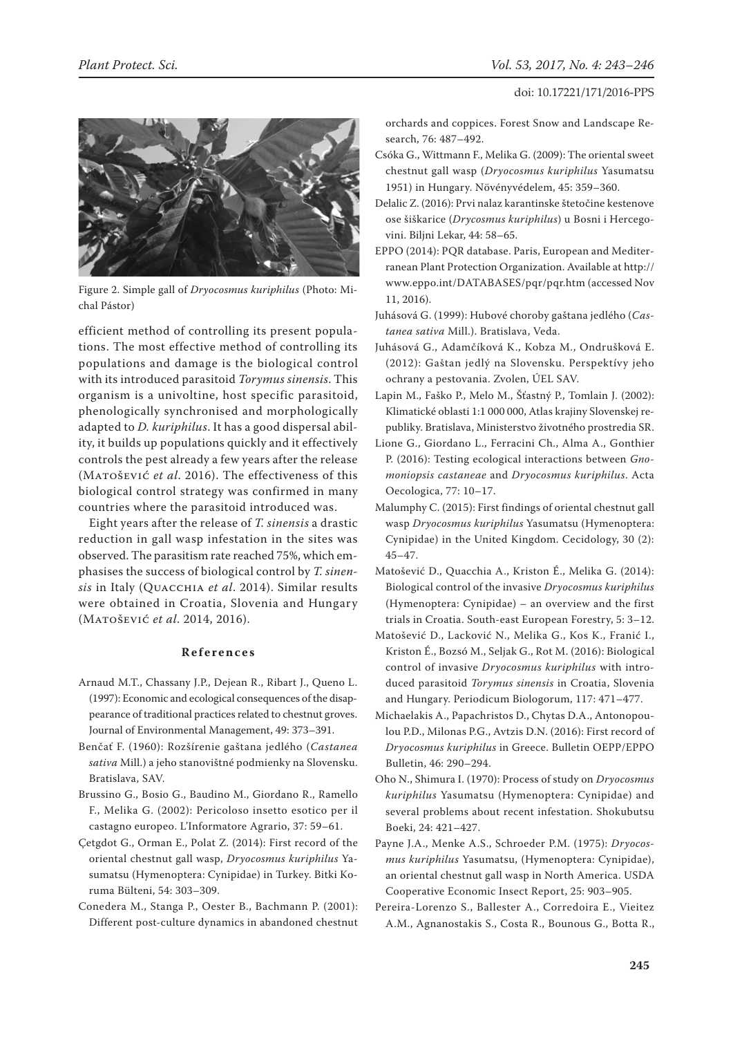Figure 2. Simple gall of *Dryocosmus kuriphilus* (Photo: Michal Pástor)

efficient method of controlling its present populations. The most effective method of controlling its populations and damage is the biological control with its introduced parasitoid *Torymus sinensis*. This organism is a univoltine, host specific parasitoid, phenologically synchronised and morphologically adapted to *D. kuriphilus*. It has a good dispersal ability, it builds up populations quickly and it effectively controls the pest already a few years after the release (Matošević *et al*. 2016). The effectiveness of this biological control strategy was confirmed in many countries where the parasitoid introduced was.

Eight years after the release of *T. sinensis* a drastic reduction in gall wasp infestation in the sites was observed. The parasitism rate reached 75%, which emphasises the success of biological control by *T. sinensis* in Italy (Quacchia *et al*. 2014). Similar results were obtained in Croatia, Slovenia and Hungary (Matošević *et al*. 2014, 2016).

## References

Arnaud M.T., Chassany J.P., Dejean R., Ribart J., Queno L. (1997): Economic and ecological consequences of the disappearance of traditional practices related to chestnut groves. Journal of Environmental Management, 49: 373–391.

Benčať F. (1960): Rozšírenie gaštana jedlého (*Castanea sativa* Mill.) a jeho stanovištné podmienky na Slovensku. Bratislava, SAV.

Brussino G., Bosio G., Baudino M., Giordano R., Ramello F., Melika G. (2002): Pericoloso insetto esotico per il castagno europeo. L'Informatore Agrario, 37: 59–61.

Çetgdot G., Orman E., Polat Z. (2014): First record of the oriental chestnut gall wasp, *Dryocosmus kuriphilus* Yasumatsu (Hymenoptera: Cynipidae) in Turkey. Bitki Koruma Bülteni, 54: 303–309.

Conedera M., Stanga P., Oester B., Bachmann P. (2001): Different post-culture dynamics in abandoned chestnut orchards and coppices. Forest Snow and Landscape Research, 76: 487–492.

Csóka G., Wittmann F., Melika G. (2009): The oriental sweet chestnut gall wasp (*Dryocosmus kuriphilus* Yasumatsu 1951) in Hungary. Növényvédelem, 45: 359–360.

Delalic Z. (2016): Prvi nalaz karantinske štetočine kestenove ose šiškarice (*Drycosmus kuriphilus*) u Bosni i Hercegovini. Biljni Lekar, 44: 58–65.

EPPO (2014): PQR database. Paris, European and Mediterranean Plant Protection Organization. Available at http://www.eppo.int/DATABASES/pqr/pqr.htm (accessed Nov 11, 2016).

Juhásová G. (1999): Hubové choroby gaštana jedlého (*Castanea sativa* Mill.). Bratislava, Veda.

Juhásová G., Adamčíková K., Kobza M., Ondrušková E. (2012): Gaštan jedlý na Slovensku. Perspektívy jeho ochrany a pestovania. Zvolen, ÚEL SAV.

Lapin M., Faško P., Melo M., Šťastný P., Tomlain J. (2002): Klimatické oblasti 1:1 000 000, Atlas krajiny Slovenskej republiky. Bratislava, Ministerstvo životného prostredia SR.

Lione G., Giordano L., Ferracini Ch., Alma A., Gonthier P. (2016): Testing ecological interactions between *Gnomoniopsis castaneae* and *Dryocosmus kuriphilus*. Acta Oecologica, 77: 10–17.

Malumphy C. (2015): First findings of oriental chestnut gall wasp *Dryocosmus kuriphilus* Yasumatsu (Hymenoptera: Cynipidae) in the United Kingdom. Cecidology, 30 (2): 45–47.

Matošević D., Quacchia A., Kriston É., Melika G. (2014): Biological control of the invasive *Dryocosmus kuriphilus* (Hymenoptera: Cynipidae) – an overview and the first trials in Croatia. South-east European Forestry, 5: 3–12.

Matošević D., Lacković N., Melika G., Kos K., Franić I., Kriston É., Bozsó M., Seljak G., Rot M. (2016): Biological control of invasive *Dryocosmus kuriphilus* with introduced parasitoid *Torymus sinensis* in Croatia, Slovenia and Hungary. Periodicum Biologorum, 117: 471–477.

Michaelakis A., Papachristos D., Chytas D.A., Antonopoulou P.D., Milonas P.G., Avtzis D.N. (2016): First record of *Dryocosmus kuriphilus* in Greece. Bulletin OEPP/EPPO Bulletin, 46: 290–294.

Oho N., Shimura I. (1970): Process of study on *Dryocosmus kuriphilus* Yasumatsu (Hymenoptera: Cynipidae) and several problems about recent infestation. Shokubutsu Boeki, 24: 421–427.

Payne J.A., Menke A.S., Schroeder P.M. (1975): *Dryocosmus kuriphilus* Yasumatsu, (Hymenoptera: Cynipidae), an oriental chestnut gall wasp in North America. USDA Cooperative Economic Insect Report, 25: 903–905.

Pereira-Lorenzo S., Ballester A., Corredoira E., Vieitez A.M., Agnanostakis S., Costa R., Bounous G., Botta R.,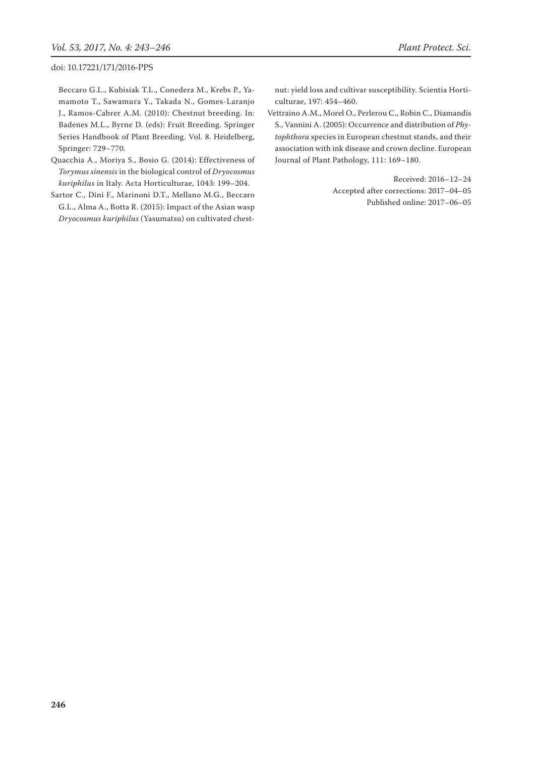Beccaro G.L., Kubisiak T.L., Conedera M., Krebs P., Yamamoto T., Sawamura Y., Takada N., Gomes-Laranjo J., Ramos-Cabrer A.M. (2010): Chestnut breeding. In: Badenes M.L., Byrne D. (eds): Fruit Breeding. Springer Series Handbook of Plant Breeding. Vol. 8. Heidelberg, Springer: 729–770.

Quacchia A., Moriya S., Bosio G. (2014): Effectiveness of *Torymus sinensis* in the biological control of *Dryocosmus kuriphilus* in Italy. Acta Horticulturae, 1043: 199–204.

Sartor C., Dini F., Marinoni D.T., Mellano M.G., Beccaro G.L., Alma A., Botta R. (2015): Impact of the Asian wasp *Dryocosmus kuriphilus* (Yasumatsu) on cultivated chestnut: yield loss and cultivar susceptibility. Scientia Horticulturae, 197: 454–460.

Vettraino A.M., Morel O., Perlerou C., Robin C., Diamandis S., Vannini A. (2005): Occurrence and distribution of *Phytophthora* species in European chestnut stands, and their association with ink disease and crown decline. European Journal of Plant Pathology, 111: 169–180.

Received: 2016–12–24
Accepted after corrections: 2017–04–05
Published online: 2017–06–05